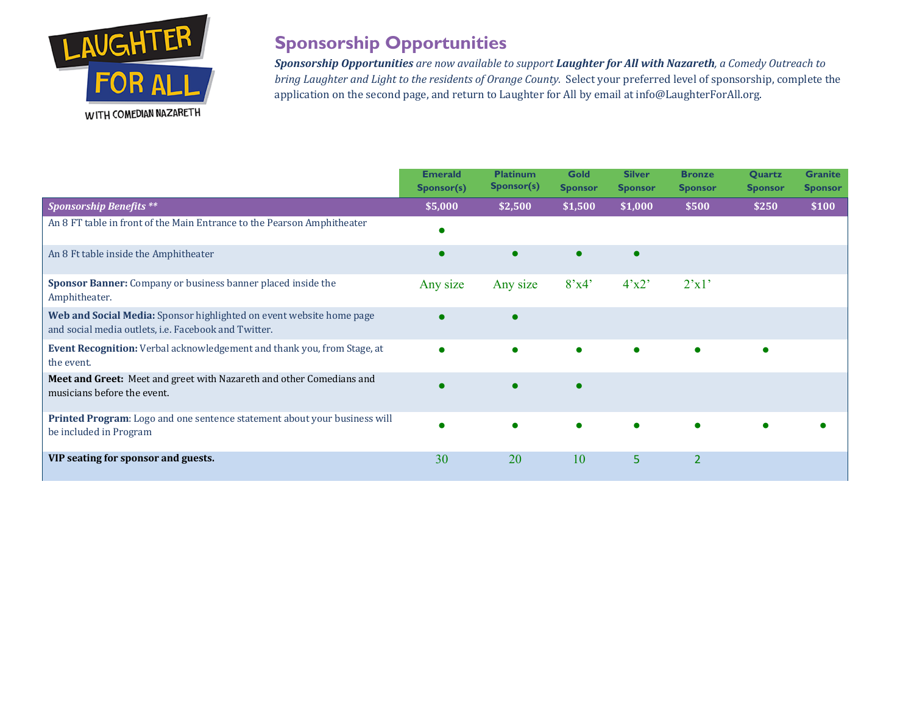LAUGHTER FOR ALL

WITH COMEDIAN NAZARETH

## Sponsorship Opportunities

***Sponsorship Opportunities*** *are now available to support* ***Laughter for All with Nazareth****, a Comedy Outreach to bring Laughter and Light to the residents of Orange County.* Select your preferred level of sponsorship, complete the application on the second page, and return to Laughter for All by email at info@LaughterForAll.org.

| | Emerald Sponsor(s) | Platinum Sponsor(s) | Gold Sponsor | Silver Sponsor | Bronze Sponsor | Quartz Sponsor | Granite Sponsor |
|---|---|---|---|---|---|---|---|
| ***Sponsorship Benefits \*\**** | $5,000 | $2,500 | $1,500 | $1,000 | $500 | $250 | $100 |
| An 8 FT table in front of the Main Entrance to the Pearson Amphitheater | ● | | | | | | |
| An 8 Ft table inside the Amphitheater | ● | ● | ● | ● | | | |
| **Sponsor Banner:** Company or business banner placed inside the Amphitheater. | Any size | Any size | 8'x4' | 4'x2' | 2'x1' | | |
| **Web and Social Media:** Sponsor highlighted on event website home page and social media outlets, i.e. Facebook and Twitter. | ● | ● | | | | | |
| **Event Recognition:** Verbal acknowledgement and thank you, from Stage, at the event. | ● | ● | ● | ● | ● | ● | |
| **Meet and Greet:** Meet and greet with Nazareth and other Comedians and musicians before the event. | ● | ● | ● | | | | |
| **Printed Program**: Logo and one sentence statement about your business will be included in Program | ● | ● | ● | ● | ● | ● | ● |
| **VIP seating for sponsor and guests.** | 30 | 20 | 10 | 5 | 2 | | |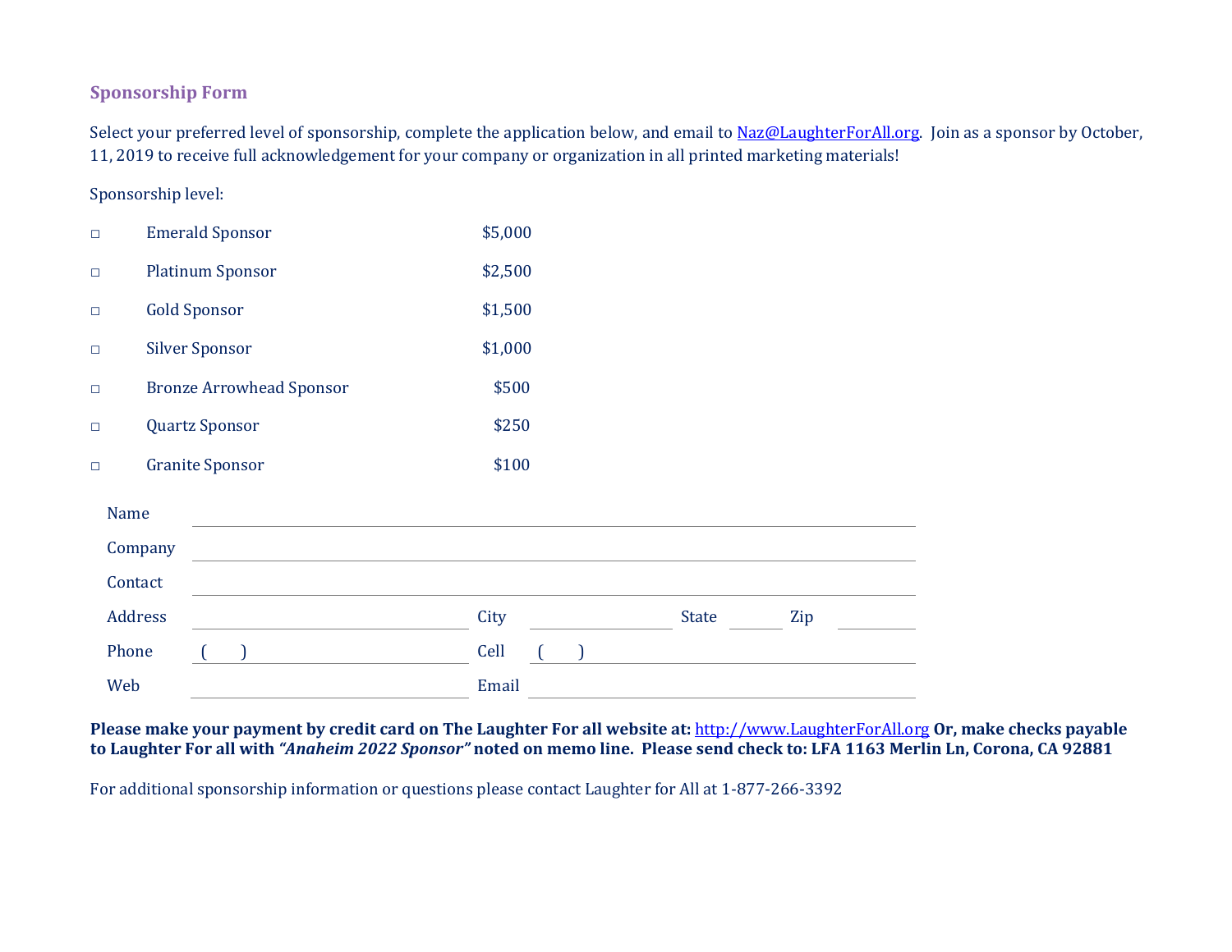## Sponsorship Form

Select your preferred level of sponsorship, complete the application below, and email to Naz@LaughterForAll.org.  Join as a sponsor by October, 11, 2019 to receive full acknowledgement for your company or organization in all printed marketing materials!

Sponsorship level:

| | | |
|---|---|---|
| □ | Emerald Sponsor | $5,000 |
| □ | Platinum Sponsor | $2,500 |
| □ | Gold Sponsor | $1,500 |
| □ | Silver Sponsor | $1,000 |
| □ | Bronze Arrowhead Sponsor | $500 |
| □ | Quartz Sponsor | $250 |
| □ | Granite Sponsor | $100 |

| | | | | | | | |
|---|---|---|---|---|---|---|---|
| Name | | | | | | | |
| Company | | | | | | | |
| Contact | | | | | | | |
| Address | | City | | State | | Zip | |
| Phone | (   ) | Cell | (   ) | | | | |
| Web | | Email | | | | | |

**Please make your payment by credit card on The Laughter For all website at:** http://www.LaughterForAll.org **Or, make checks payable to Laughter For all with *"Anaheim 2022 Sponsor"* noted on memo line.  Please send check to: LFA 1163 Merlin Ln, Corona, CA 92881**

For additional sponsorship information or questions please contact Laughter for All at 1-877-266-3392